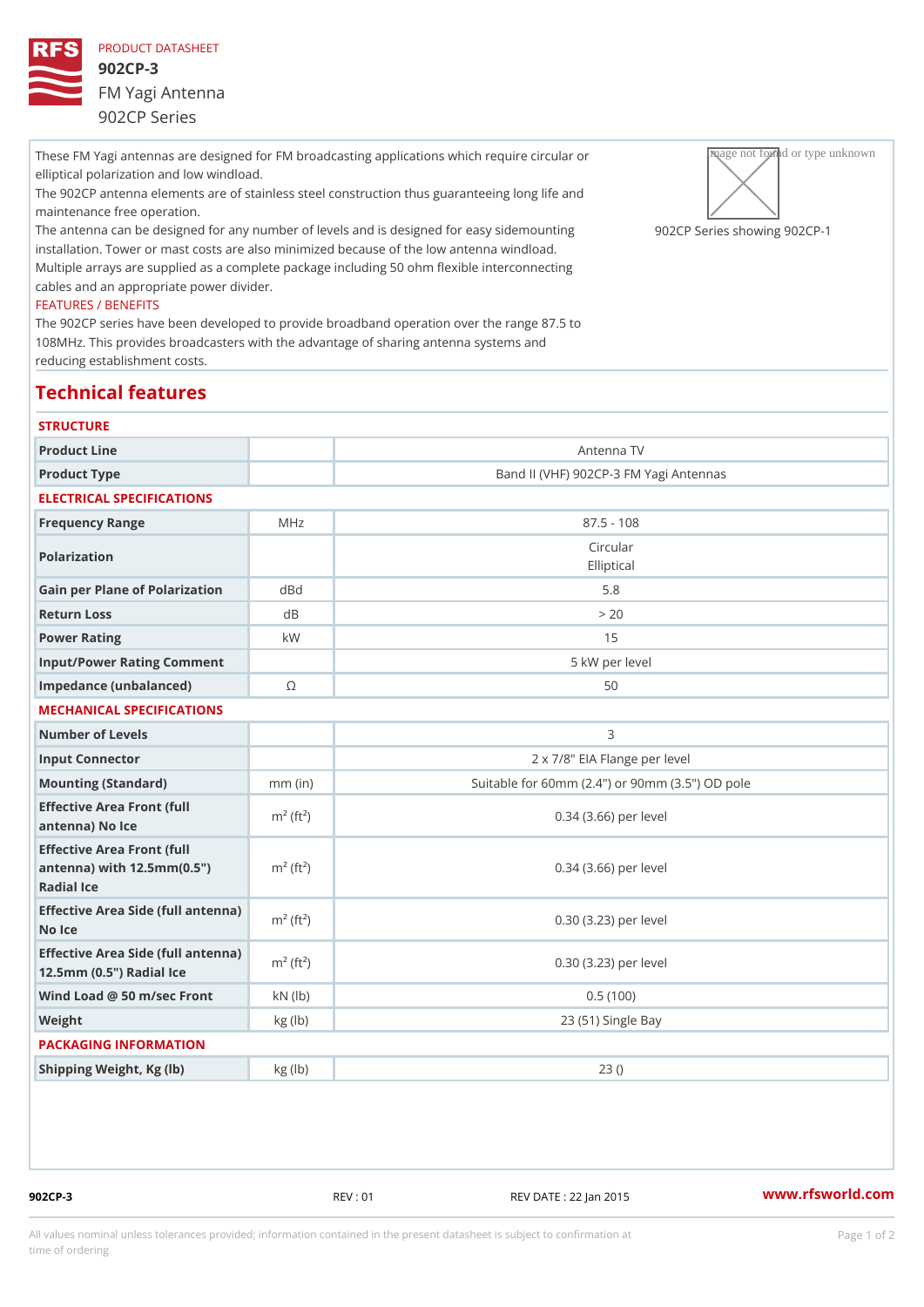PRODUCT DATASHEET

# 902CP-3

FM Yagi Antenna

902CP Series

These FM Yagi antennas are designed for FM broadcasting applications which require circular or elliptical polarization and low windload.

The 902CP antenna elements are of stainless steel construction thus guaranteeing long life and maintenance free operation.

The antenna can be designed for any number of levels and is designed for easy sidemounting installation. Tower or mast costs are also minimized because of the low antenna windload.

Multiple arrays are supplied as a complete package including 50 ohm flexible interconnecting cables and an appropriate power divider.

902CP Series showing 902CP-1

FEATURES / BENEFITS

The 902CP series have been developed to provide broadband operation over the range 87.5 to 108MHz. This provides broadcasters with the advantage of sharing antenna systems and reducing establishment costs.

## Technical features

### STRUCTURE

| | | |
|---|---|---|
| Product Line | | Antenna TV |
| Product Type | | Band II (VHF) 902CP-3 FM Yagi Antennas |

### ELECTRICAL SPECIFICATIONS

| | | |
|---|---|---|
| Frequency Range | MHz | 87.5 - 108 |
| Polarization | | Circular<br>Elliptical |
| Gain per Plane of Polarization | dBd | 5.8 |
| Return Loss | dB | > 20 |
| Power Rating | kW | 15 |
| Input/Power Rating Comment | | 5 kW per level |
| Impedance (unbalanced) | Ω | 50 |

### MECHANICAL SPECIFICATIONS

| | | |
|---|---|---|
| Number of Levels | | 3 |
| Input Connector | | 2 x 7/8" EIA Flange per level |
| Mounting (Standard) | mm (in) | Suitable for 60mm (2.4") or 90mm (3.5") OD pole |
| Effective Area Front (full antenna) No Ice | $m^2$ ($ft^2$) | 0.34 (3.66) per level |
| Effective Area Front (full antenna) with 12.5mm(0.5") Radial Ice | $m^2$ ($ft^2$) | 0.34 (3.66) per level |
| Effective Area Side (full antenna) No Ice | $m^2$ ($ft^2$) | 0.30 (3.23) per level |
| Effective Area Side (full antenna) 12.5mm (0.5") Radial Ice | $m^2$ ($ft^2$) | 0.30 (3.23) per level |
| Wind Load @ 50 m/sec Front | kN (lb) | 0.5 (100) |
| Weight | kg (lb) | 23 (51) Single Bay |

### PACKAGING INFORMATION

| | | |
|---|---|---|
| Shipping Weight, Kg (lb) | kg (lb) | 23 () |

902CP-3 REV : 01 REV DATE : 22 Jan 2015 www.rfsworld.com

All values nominal unless tolerances provided; information contained in the present datasheet is subject to confirmation at time of ordering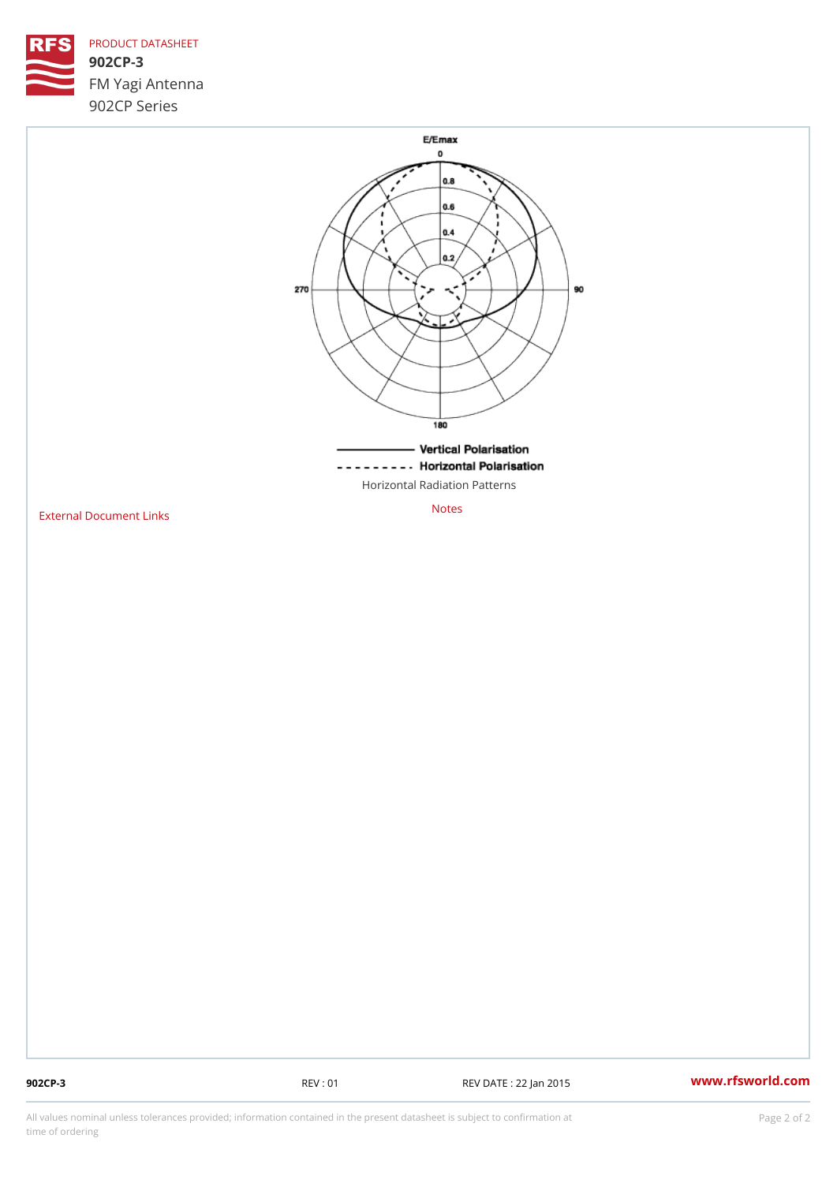PRODUCT DATASHEET

# 902CP-3

FM Yagi Antenna

902CP Series

E/Emax

0

0.8

0.6

0.4

0.2

270

90

180

Vertical Polarisation

Horizontal Polarisation

Horizontal Radiation Patterns

External Document Links

Notes

902CP-3 REV : 01 REV DATE : 22 Jan 2015 www.rfsworld.com

All values nominal unless tolerances provided; information contained in the present datasheet is subject to confirmation at time of ordering